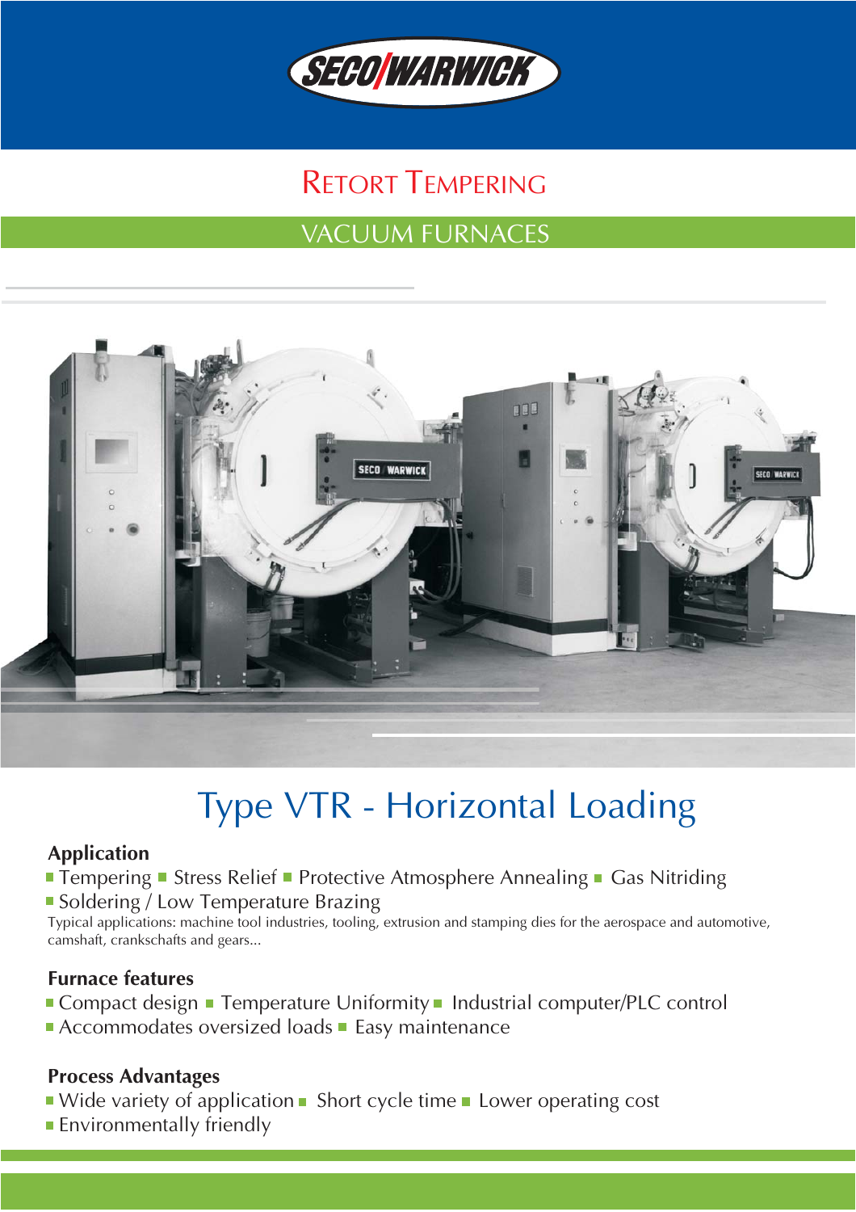SECO/WARWICK

# Retort Tempering

## VACUUM FURNACES

# Type VTR - Horizontal Loading

### Application

- Tempering
- Stress Relief
- Protective Atmosphere Annealing
- Gas Nitriding
- Soldering / Low Temperature Brazing

Typical applications: machine tool industries, tooling, extrusion and stamping dies for the aerospace and automotive, camshaft, crankschafts and gears...

### Furnace features

- Compact design
- Temperature Uniformity
- Industrial computer/PLC control
- Accommodates oversized loads
- Easy maintenance

### Process Advantages

- Wide variety of application
- Short cycle time
- Lower operating cost
- Environmentally friendly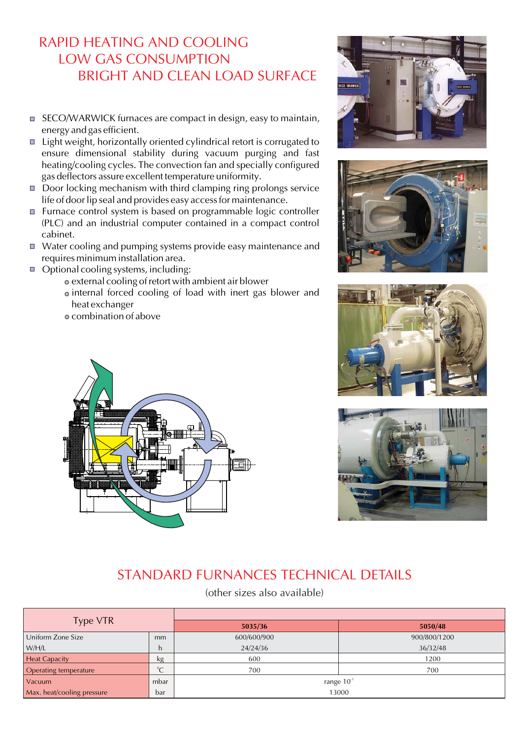# RAPID HEATING AND COOLING
# LOW GAS CONSUMPTION
# BRIGHT AND CLEAN LOAD SURFACE

- SECO/WARWICK furnaces are compact in design, easy to maintain, energy and gas efficient.
- Light weight, horizontally oriented cylindrical retort is corrugated to ensure dimensional stability during vacuum purging and fast heating/cooling cycles. The convection fan and specially configured gas deflectors assure excellent temperature uniformity.
- Door locking mechanism with third clamping ring prolongs service life of door lip seal and provides easy access for maintenance.
- Furnace control system is based on programmable logic controller (PLC) and an industrial computer contained in a compact control cabinet.
- Water cooling and pumping systems provide easy maintenance and requires minimum installation area.
- Optional cooling systems, including:
  - external cooling of retort with ambient air blower
  - internal forced cooling of load with inert gas blower and heat exchanger
  - combination of above

## STANDARD FURNANCES TECHNICAL DETAILS

(other sizes also available)

| Type VTR | | 5035/36 | 5050/48 |
|---|---|---|---|
| Uniform Zone Size W/H/L | mm | 600/600/900 | 900/800/1200 |
| | h | 24/24/36 | 36/32/48 |
| Heat Capacity | kg | 600 | 1200 |
| Operating temperature | °C | 700 | 700 |
| Vacuum | mbar | range $10^{-1}$ | |
| Max. heat/cooling pressure | bar | 13000 | |